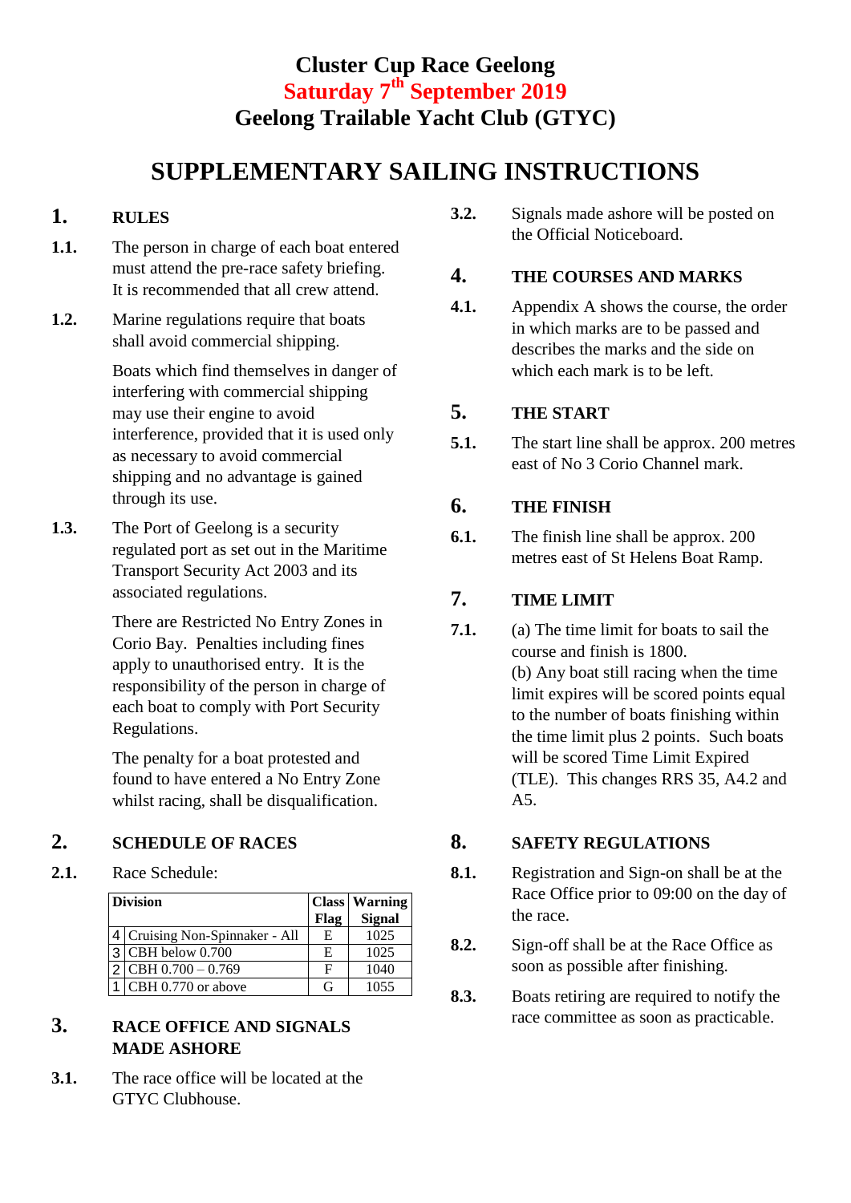# Cluster Cup Race Geelong
## Saturday 7th September 2019
## Geelong Trailable Yacht Club (GTYC)

# SUPPLEMENTARY SAILING INSTRUCTIONS

## 1. RULES

**1.1.** The person in charge of each boat entered must attend the pre-race safety briefing. It is recommended that all crew attend.

**1.2.** Marine regulations require that boats shall avoid commercial shipping.

Boats which find themselves in danger of interfering with commercial shipping may use their engine to avoid interference, provided that it is used only as necessary to avoid commercial shipping and no advantage is gained through its use.

**1.3.** The Port of Geelong is a security regulated port as set out in the Maritime Transport Security Act 2003 and its associated regulations.

There are Restricted No Entry Zones in Corio Bay. Penalties including fines apply to unauthorised entry. It is the responsibility of the person in charge of each boat to comply with Port Security Regulations.

The penalty for a boat protested and found to have entered a No Entry Zone whilst racing, shall be disqualification.

## 2. SCHEDULE OF RACES

**2.1.** Race Schedule:

| | Division | Class Flag | Warning Signal |
|---|---|---|---|
| 4 | Cruising Non-Spinnaker - All | E | 1025 |
| 3 | CBH below 0.700 | E | 1025 |
| 2 | CBH 0.700 – 0.769 | F | 1040 |
| 1 | CBH 0.770 or above | G | 1055 |

## 3. RACE OFFICE AND SIGNALS MADE ASHORE

**3.1.** The race office will be located at the GTYC Clubhouse.

**3.2.** Signals made ashore will be posted on the Official Noticeboard.

## 4. THE COURSES AND MARKS

**4.1.** Appendix A shows the course, the order in which marks are to be passed and describes the marks and the side on which each mark is to be left.

## 5. THE START

**5.1.** The start line shall be approx. 200 metres east of No 3 Corio Channel mark.

## 6. THE FINISH

**6.1.** The finish line shall be approx. 200 metres east of St Helens Boat Ramp.

## 7. TIME LIMIT

**7.1.** (a) The time limit for boats to sail the course and finish is 1800.
(b) Any boat still racing when the time limit expires will be scored points equal to the number of boats finishing within the time limit plus 2 points. Such boats will be scored Time Limit Expired (TLE). This changes RRS 35, A4.2 and A5.

## 8. SAFETY REGULATIONS

**8.1.** Registration and Sign-on shall be at the Race Office prior to 09:00 on the day of the race.

**8.2.** Sign-off shall be at the Race Office as soon as possible after finishing.

**8.3.** Boats retiring are required to notify the race committee as soon as practicable.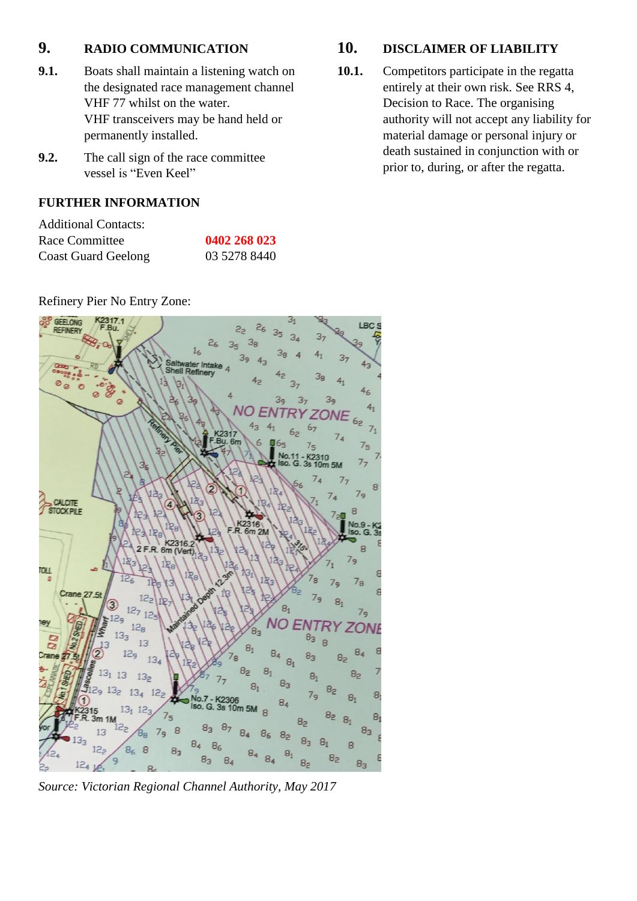## 9. RADIO COMMUNICATION

**9.1.** Boats shall maintain a listening watch on the designated race management channel VHF 77 whilst on the water.
VHF transceivers may be hand held or permanently installed.

**9.2.** The call sign of the race committee vessel is “Even Keel”

## FURTHER INFORMATION

Additional Contacts:

| | |
|---|---|
| Race Committee | **0402 268 023** |
| Coast Guard Geelong | 03 5278 8440 |

Refinery Pier No Entry Zone:

*Source: Victorian Regional Channel Authority, May 2017*

## 10. DISCLAIMER OF LIABILITY

**10.1.** Competitors participate in the regatta entirely at their own risk. See RRS 4, Decision to Race. The organising authority will not accept any liability for material damage or personal injury or death sustained in conjunction with or prior to, during, or after the regatta.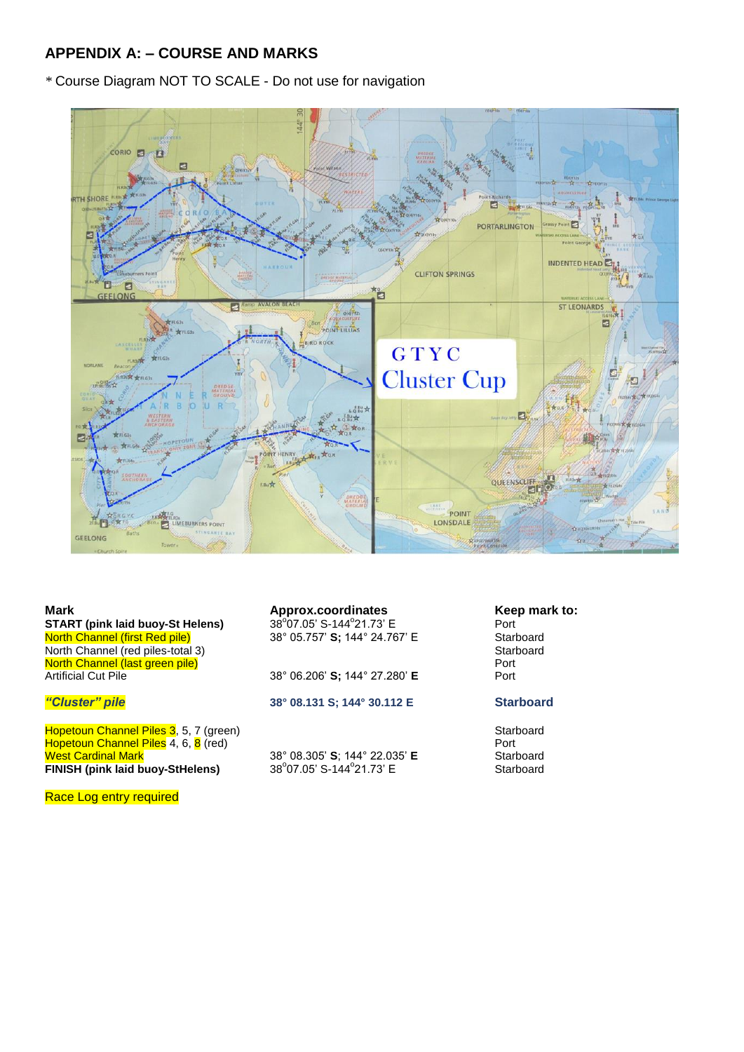## APPENDIX A: – COURSE AND MARKS

* Course Diagram NOT TO SCALE - Do not use for navigation

| Mark | Approx.coordinates | Keep mark to: |
|---|---|---|
| **START (pink laid buoy-St Helens)** | 38°07.05' S-144°21.73' E | Port |
| North Channel (first Red pile) | 38° 05.757' **S;** 144° 24.767' E | Starboard |
| North Channel (red piles-total 3) | | Starboard |
| North Channel (last green pile) | | Port |
| Artificial Cut Pile | 38° 06.206' **S;** 144° 27.280' **E** | Port |
| ***"Cluster" pile*** | **38° 08.131 S; 144° 30.112 E** | **Starboard** |
| Hopetoun Channel Piles 3, 5, 7 (green) | | Starboard |
| Hopetoun Channel Piles 4, 6, 8 (red) | | Port |
| West Cardinal Mark | 38° 08.305' **S**; 144° 22.035' **E** | Starboard |
| **FINISH (pink laid buoy-StHelens)** | 38°07.05' S-144°21.73' E | Starboard |

Race Log entry required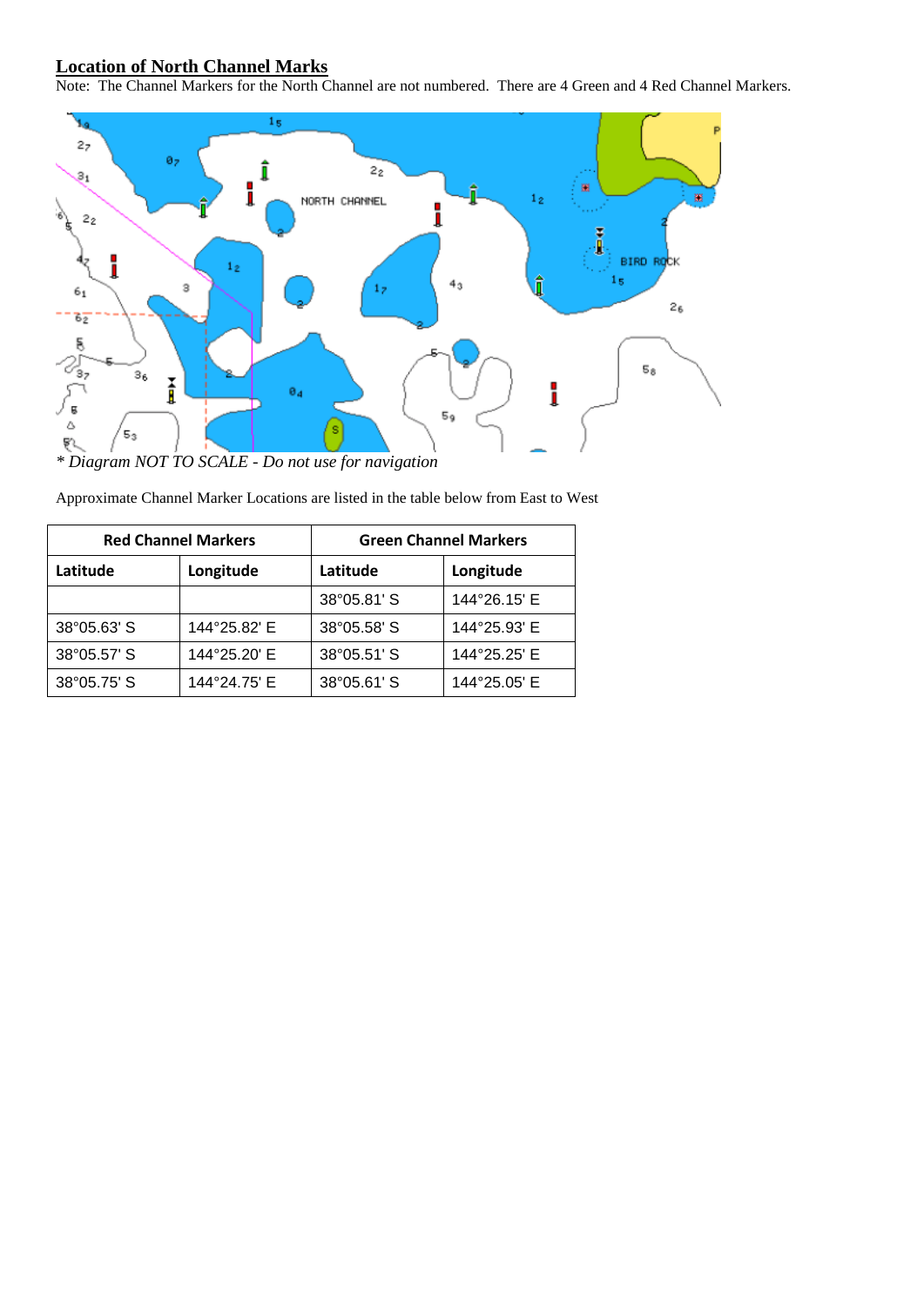**Location of North Channel Marks**

Note: The Channel Markers for the North Channel are not numbered. There are 4 Green and 4 Red Channel Markers.

*\* Diagram NOT TO SCALE - Do not use for navigation*

Approximate Channel Marker Locations are listed in the table below from East to West

| Red Channel Markers | | Green Channel Markers | |
|---|---|---|---|
| **Latitude** | **Longitude** | **Latitude** | **Longitude** |
| | | 38°05.81' S | 144°26.15' E |
| 38°05.63' S | 144°25.82' E | 38°05.58' S | 144°25.93' E |
| 38°05.57' S | 144°25.20' E | 38°05.51' S | 144°25.25' E |
| 38°05.75' S | 144°24.75' E | 38°05.61' S | 144°25.05' E |